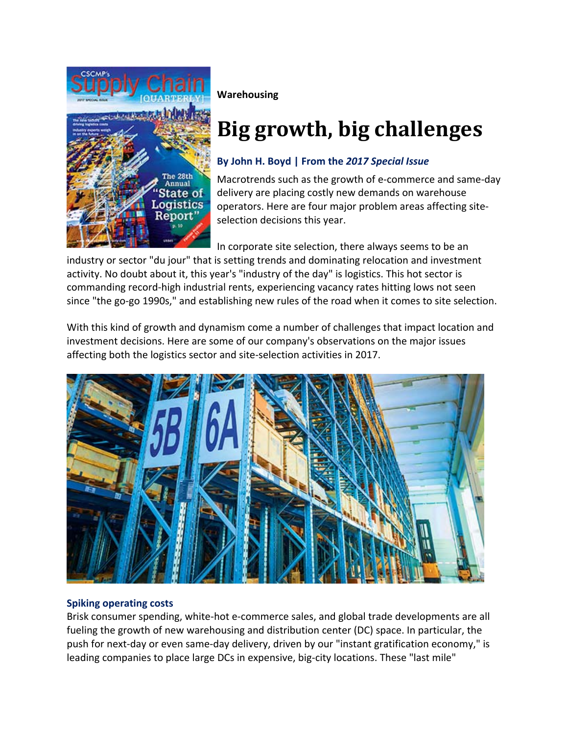**Warehousing**

# Big growth, big challenges

**By John H. Boyd | From the *2017 Special Issue***

Macrotrends such as the growth of e-commerce and same-day delivery are placing costly new demands on warehouse operators. Here are four major problem areas affecting site-selection decisions this year.

In corporate site selection, there always seems to be an industry or sector "du jour" that is setting trends and dominating relocation and investment activity. No doubt about it, this year's "industry of the day" is logistics. This hot sector is commanding record-high industrial rents, experiencing vacancy rates hitting lows not seen since "the go-go 1990s," and establishing new rules of the road when it comes to site selection.

With this kind of growth and dynamism come a number of challenges that impact location and investment decisions. Here are some of our company's observations on the major issues affecting both the logistics sector and site-selection activities in 2017.

### Spiking operating costs

Brisk consumer spending, white-hot e-commerce sales, and global trade developments are all fueling the growth of new warehousing and distribution center (DC) space. In particular, the push for next-day or even same-day delivery, driven by our "instant gratification economy," is leading companies to place large DCs in expensive, big-city locations. These "last mile"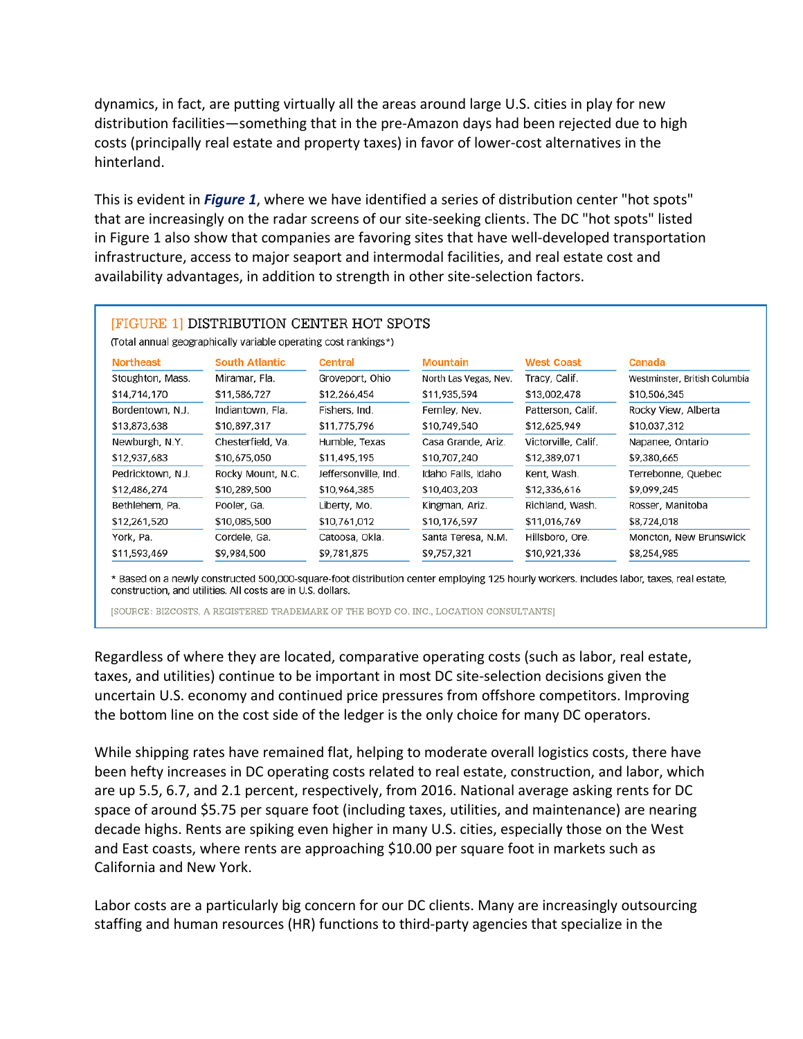dynamics, in fact, are putting virtually all the areas around large U.S. cities in play for new distribution facilities—something that in the pre-Amazon days had been rejected due to high costs (principally real estate and property taxes) in favor of lower-cost alternatives in the hinterland.

This is evident in ***Figure 1***, where we have identified a series of distribution center "hot spots" that are increasingly on the radar screens of our site-seeking clients. The DC "hot spots" listed in Figure 1 also show that companies are favoring sites that have well-developed transportation infrastructure, access to major seaport and intermodal facilities, and real estate cost and availability advantages, in addition to strength in other site-selection factors.

[FIGURE 1] DISTRIBUTION CENTER HOT SPOTS

(Total annual geographically variable operating cost rankings*)

| Northeast | South Atlantic | Central | Mountain | West Coast | Canada |
|---|---|---|---|---|---|
| Stoughton, Mass. $14,714,170 | Miramar, Fla. $11,586,727 | Groveport, Ohio $12,266,454 | North Las Vegas, Nev. $11,935,594 | Tracy, Calif. $13,002,478 | Westminster, British Columbia $10,506,345 |
| Bordentown, N.J. $13,873,638 | Indiantown, Fla. $10,897,317 | Fishers, Ind. $11,775,796 | Fernley, Nev. $10,749,540 | Patterson, Calif. $12,625,949 | Rocky View, Alberta $10,037,312 |
| Newburgh, N.Y. $12,937,683 | Chesterfield, Va. $10,675,050 | Humble, Texas $11,495,195 | Casa Grande, Ariz. $10,707,240 | Victorville, Calif. $12,389,071 | Napanee, Ontario $9,380,665 |
| Pedricktown, N.J. $12,486,274 | Rocky Mount, N.C. $10,289,500 | Jeffersonville, Ind. $10,964,385 | Idaho Falls, Idaho $10,403,203 | Kent, Wash. $12,336,616 | Terrebonne, Quebec $9,099,245 |
| Bethlehem, Pa. $12,261,520 | Pooler, Ga. $10,085,500 | Liberty, Mo. $10,761,012 | Kingman, Ariz. $10,176,597 | Richland, Wash. $11,016,769 | Rosser, Manitoba $8,724,018 |
| York, Pa. $11,593,469 | Cordele, Ga. $9,984,500 | Catoosa, Okla. $9,781,875 | Santa Teresa, N.M. $9,757,321 | Hillsboro, Ore. $10,921,336 | Moncton, New Brunswick $8,254,985 |

* Based on a newly constructed 500,000-square-foot distribution center employing 125 hourly workers. Includes labor, taxes, real estate, construction, and utilities. All costs are in U.S. dollars.

[SOURCE: BIZCOSTS, A REGISTERED TRADEMARK OF THE BOYD CO. INC., LOCATION CONSULTANTS]

Regardless of where they are located, comparative operating costs (such as labor, real estate, taxes, and utilities) continue to be important in most DC site-selection decisions given the uncertain U.S. economy and continued price pressures from offshore competitors. Improving the bottom line on the cost side of the ledger is the only choice for many DC operators.

While shipping rates have remained flat, helping to moderate overall logistics costs, there have been hefty increases in DC operating costs related to real estate, construction, and labor, which are up 5.5, 6.7, and 2.1 percent, respectively, from 2016. National average asking rents for DC space of around $5.75 per square foot (including taxes, utilities, and maintenance) are nearing decade highs. Rents are spiking even higher in many U.S. cities, especially those on the West and East coasts, where rents are approaching $10.00 per square foot in markets such as California and New York.

Labor costs are a particularly big concern for our DC clients. Many are increasingly outsourcing staffing and human resources (HR) functions to third-party agencies that specialize in the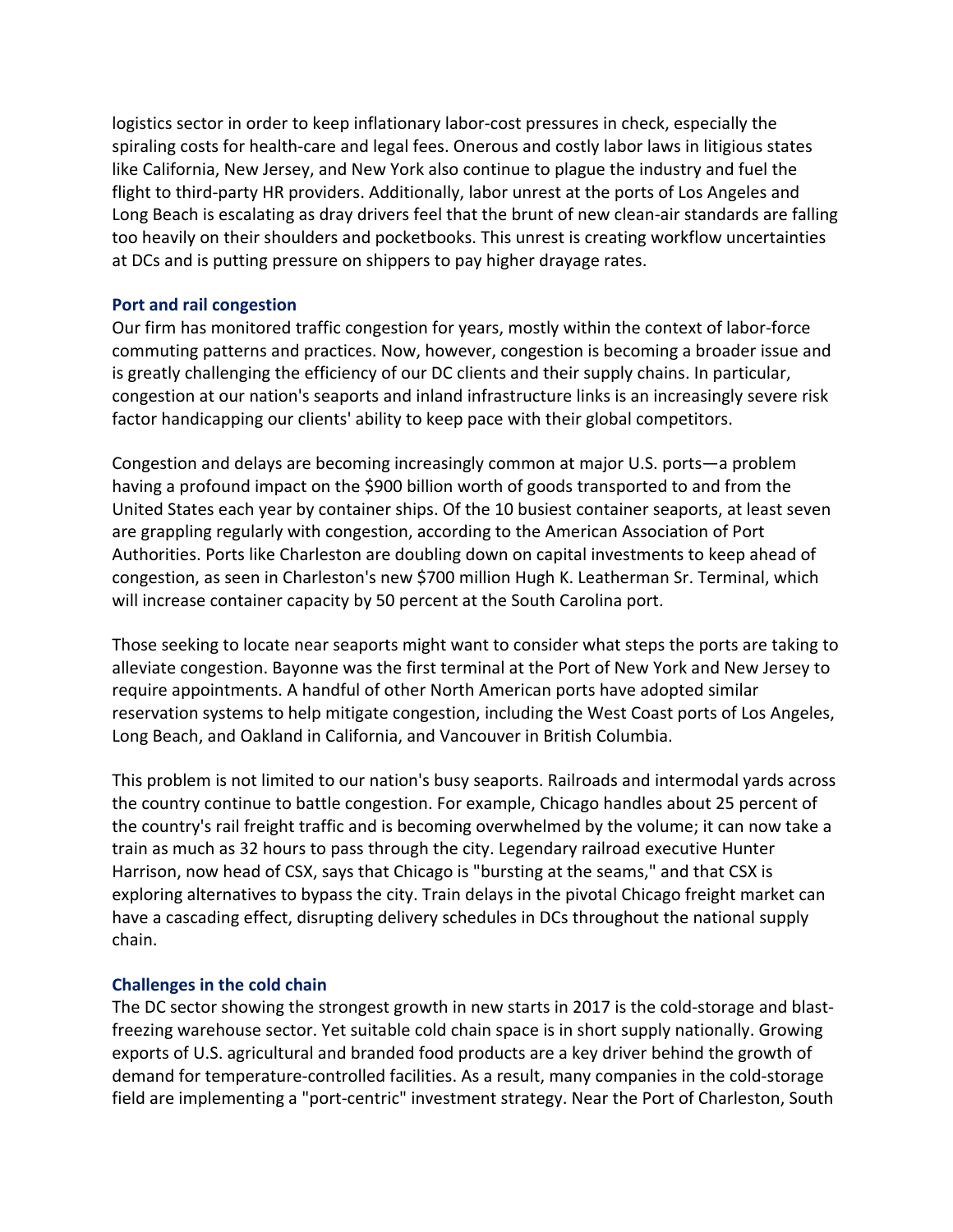logistics sector in order to keep inflationary labor-cost pressures in check, especially the spiraling costs for health-care and legal fees. Onerous and costly labor laws in litigious states like California, New Jersey, and New York also continue to plague the industry and fuel the flight to third-party HR providers. Additionally, labor unrest at the ports of Los Angeles and Long Beach is escalating as dray drivers feel that the brunt of new clean-air standards are falling too heavily on their shoulders and pocketbooks. This unrest is creating workflow uncertainties at DCs and is putting pressure on shippers to pay higher drayage rates.

### Port and rail congestion

Our firm has monitored traffic congestion for years, mostly within the context of labor-force commuting patterns and practices. Now, however, congestion is becoming a broader issue and is greatly challenging the efficiency of our DC clients and their supply chains. In particular, congestion at our nation's seaports and inland infrastructure links is an increasingly severe risk factor handicapping our clients' ability to keep pace with their global competitors.

Congestion and delays are becoming increasingly common at major U.S. ports—a problem having a profound impact on the $900 billion worth of goods transported to and from the United States each year by container ships. Of the 10 busiest container seaports, at least seven are grappling regularly with congestion, according to the American Association of Port Authorities. Ports like Charleston are doubling down on capital investments to keep ahead of congestion, as seen in Charleston's new $700 million Hugh K. Leatherman Sr. Terminal, which will increase container capacity by 50 percent at the South Carolina port.

Those seeking to locate near seaports might want to consider what steps the ports are taking to alleviate congestion. Bayonne was the first terminal at the Port of New York and New Jersey to require appointments. A handful of other North American ports have adopted similar reservation systems to help mitigate congestion, including the West Coast ports of Los Angeles, Long Beach, and Oakland in California, and Vancouver in British Columbia.

This problem is not limited to our nation's busy seaports. Railroads and intermodal yards across the country continue to battle congestion. For example, Chicago handles about 25 percent of the country's rail freight traffic and is becoming overwhelmed by the volume; it can now take a train as much as 32 hours to pass through the city. Legendary railroad executive Hunter Harrison, now head of CSX, says that Chicago is "bursting at the seams," and that CSX is exploring alternatives to bypass the city. Train delays in the pivotal Chicago freight market can have a cascading effect, disrupting delivery schedules in DCs throughout the national supply chain.

### Challenges in the cold chain

The DC sector showing the strongest growth in new starts in 2017 is the cold-storage and blast-freezing warehouse sector. Yet suitable cold chain space is in short supply nationally. Growing exports of U.S. agricultural and branded food products are a key driver behind the growth of demand for temperature-controlled facilities. As a result, many companies in the cold-storage field are implementing a "port-centric" investment strategy. Near the Port of Charleston, South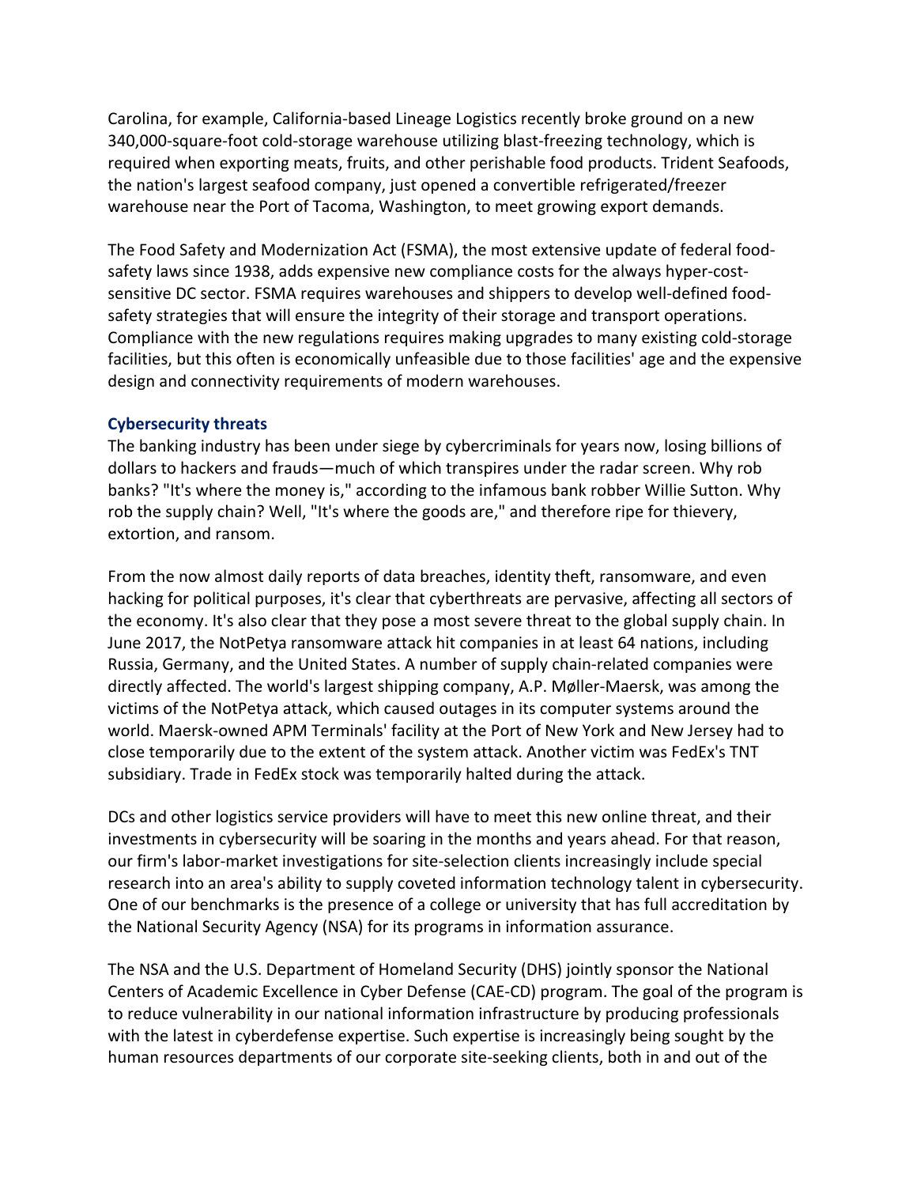Carolina, for example, California-based Lineage Logistics recently broke ground on a new 340,000-square-foot cold-storage warehouse utilizing blast-freezing technology, which is required when exporting meats, fruits, and other perishable food products. Trident Seafoods, the nation's largest seafood company, just opened a convertible refrigerated/freezer warehouse near the Port of Tacoma, Washington, to meet growing export demands.

The Food Safety and Modernization Act (FSMA), the most extensive update of federal food-safety laws since 1938, adds expensive new compliance costs for the always hyper-cost-sensitive DC sector. FSMA requires warehouses and shippers to develop well-defined food-safety strategies that will ensure the integrity of their storage and transport operations. Compliance with the new regulations requires making upgrades to many existing cold-storage facilities, but this often is economically unfeasible due to those facilities' age and the expensive design and connectivity requirements of modern warehouses.

### Cybersecurity threats

The banking industry has been under siege by cybercriminals for years now, losing billions of dollars to hackers and frauds—much of which transpires under the radar screen. Why rob banks? "It's where the money is," according to the infamous bank robber Willie Sutton. Why rob the supply chain? Well, "It's where the goods are," and therefore ripe for thievery, extortion, and ransom.

From the now almost daily reports of data breaches, identity theft, ransomware, and even hacking for political purposes, it's clear that cyberthreats are pervasive, affecting all sectors of the economy. It's also clear that they pose a most severe threat to the global supply chain. In June 2017, the NotPetya ransomware attack hit companies in at least 64 nations, including Russia, Germany, and the United States. A number of supply chain-related companies were directly affected. The world's largest shipping company, A.P. Møller-Maersk, was among the victims of the NotPetya attack, which caused outages in its computer systems around the world. Maersk-owned APM Terminals' facility at the Port of New York and New Jersey had to close temporarily due to the extent of the system attack. Another victim was FedEx's TNT subsidiary. Trade in FedEx stock was temporarily halted during the attack.

DCs and other logistics service providers will have to meet this new online threat, and their investments in cybersecurity will be soaring in the months and years ahead. For that reason, our firm's labor-market investigations for site-selection clients increasingly include special research into an area's ability to supply coveted information technology talent in cybersecurity. One of our benchmarks is the presence of a college or university that has full accreditation by the National Security Agency (NSA) for its programs in information assurance.

The NSA and the U.S. Department of Homeland Security (DHS) jointly sponsor the National Centers of Academic Excellence in Cyber Defense (CAE-CD) program. The goal of the program is to reduce vulnerability in our national information infrastructure by producing professionals with the latest in cyberdefense expertise. Such expertise is increasingly being sought by the human resources departments of our corporate site-seeking clients, both in and out of the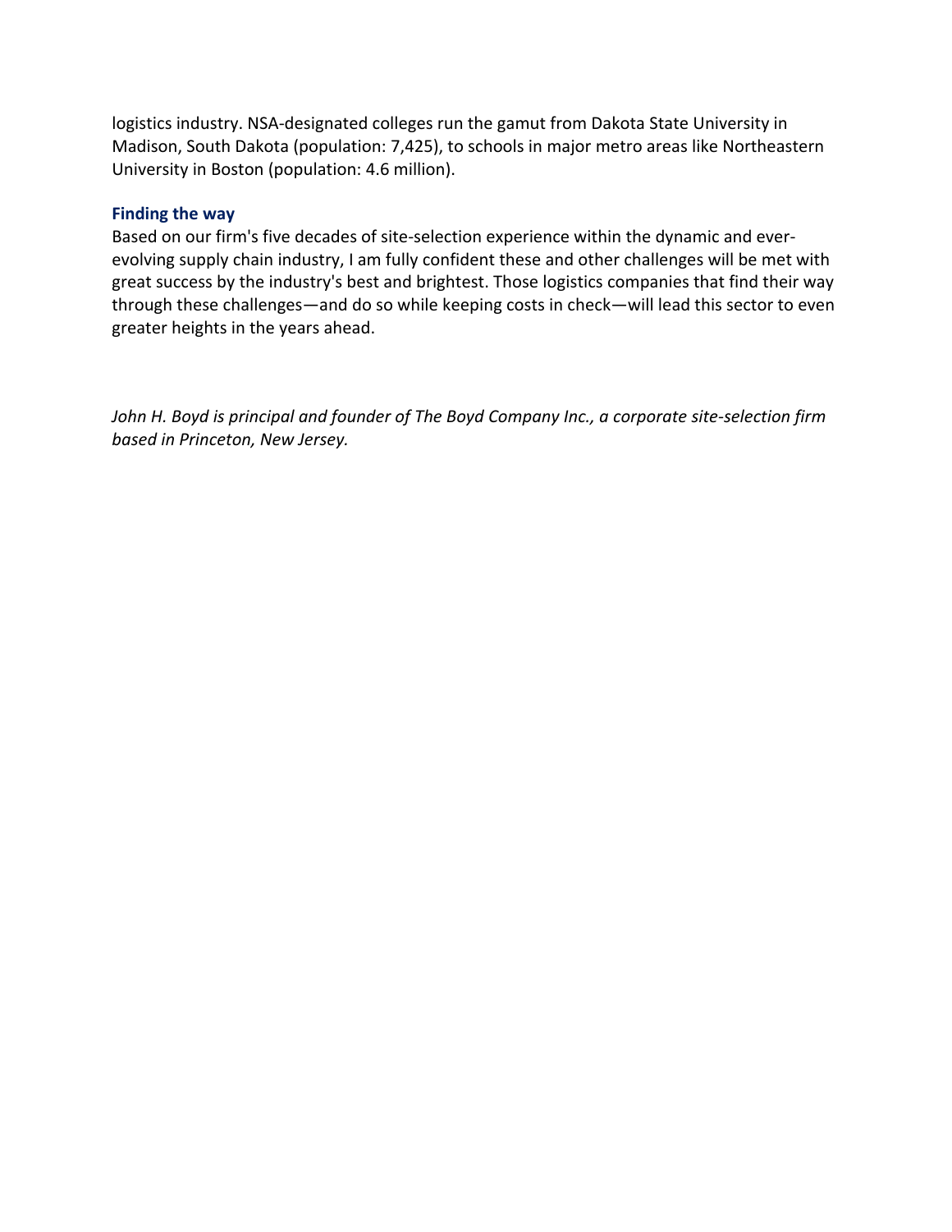logistics industry. NSA-designated colleges run the gamut from Dakota State University in Madison, South Dakota (population: 7,425), to schools in major metro areas like Northeastern University in Boston (population: 4.6 million).

### Finding the way

Based on our firm's five decades of site-selection experience within the dynamic and ever-evolving supply chain industry, I am fully confident these and other challenges will be met with great success by the industry's best and brightest. Those logistics companies that find their way through these challenges—and do so while keeping costs in check—will lead this sector to even greater heights in the years ahead.

*John H. Boyd is principal and founder of The Boyd Company Inc., a corporate site-selection firm based in Princeton, New Jersey.*